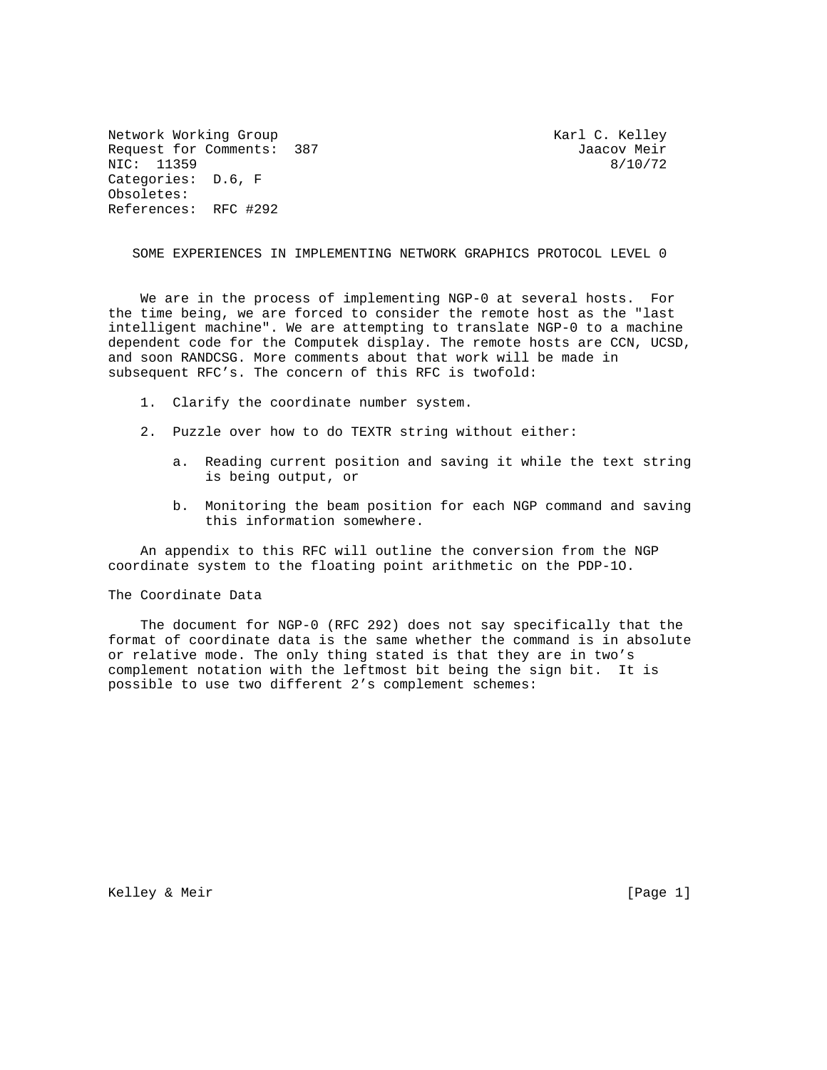Network Working Group                                    Karl C. Kelley
Request for Comments: 387                                    Jaacov Meir
NIC: 11359                                                      8/10/72
Categories: D.6, F
Obsoletes:
References: RFC #292

## SOME EXPERIENCES IN IMPLEMENTING NETWORK GRAPHICS PROTOCOL LEVEL 0

We are in the process of implementing NGP-0 at several hosts. For the time being, we are forced to consider the remote host as the "last intelligent machine". We are attempting to translate NGP-0 to a machine dependent code for the Computek display. The remote hosts are CCN, UCSD, and soon RANDCSG. More comments about that work will be made in subsequent RFC's. The concern of this RFC is twofold:

1. Clarify the coordinate number system.

2. Puzzle over how to do TEXTR string without either:

   a. Reading current position and saving it while the text string is being output, or

   b. Monitoring the beam position for each NGP command and saving this information somewhere.

An appendix to this RFC will outline the conversion from the NGP coordinate system to the floating point arithmetic on the PDP-1O.

### The Coordinate Data

The document for NGP-0 (RFC 292) does not say specifically that the format of coordinate data is the same whether the command is in absolute or relative mode. The only thing stated is that they are in two's complement notation with the leftmost bit being the sign bit. It is possible to use two different 2's complement schemes: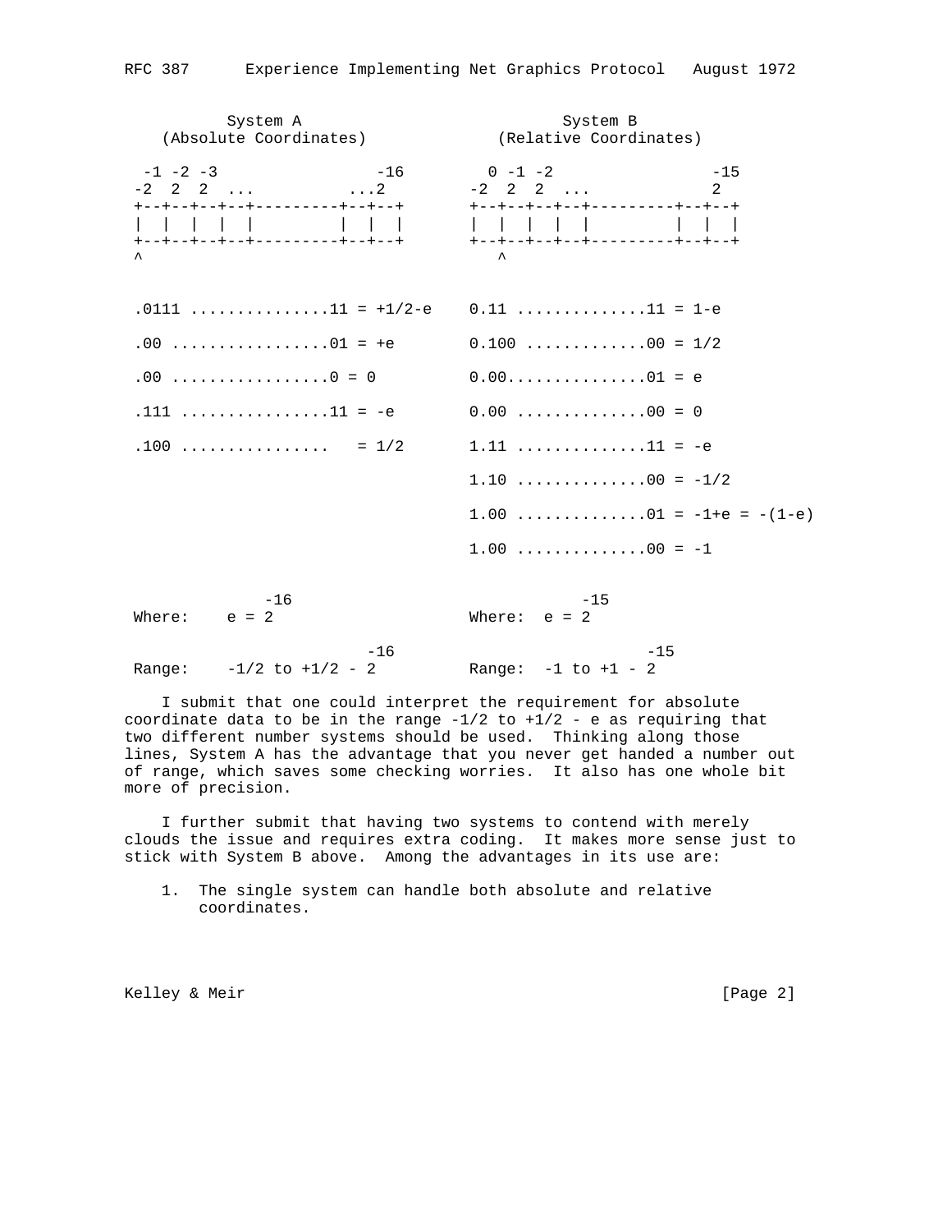```
          System A                          System B
   (Absolute Coordinates)            (Relative Coordinates)

  -1 -2 -3                -16         0 -1 -2                -15
 -2  2  2  ...          ...2        -2  2  2  ...            2
 +--+--+--+--+---------+--+--+      +--+--+--+--+---------+--+--+
 |  |  |  |  |         |  |  |      |  |  |  |  |         |  |  |
 +--+--+--+--+---------+--+--+      +--+--+--+--+---------+--+--+
 ^                                     ^

 .0111 ...............11 = +1/2-e    0.11 ..............11 = 1-e

 .00 .................01 = +e        0.100 .............00 = 1/2

 .00 .................0 = 0          0.00...............01 = e

 .111 ................11 = -e        0.00 ..............00 = 0

 .100 ................   = 1/2       1.11 ..............11 = -e

                                     1.10 ..............00 = -1/2

                                     1.00 ..............01 = -1+e = -(1-e)

                                     1.00 ..............00 = -1


              -16                                -15
 Where:    e = 2                     Where:  e = 2

                           -16                                -15
 Range:    -1/2 to +1/2 - 2          Range:  -1 to +1 - 2
```

I submit that one could interpret the requirement for absolute coordinate data to be in the range -1/2 to +1/2 - e as requiring that two different number systems should be used. Thinking along those lines, System A has the advantage that you never get handed a number out of range, which saves some checking worries. It also has one whole bit more of precision.

I further submit that having two systems to contend with merely clouds the issue and requires extra coding. It makes more sense just to stick with System B above. Among the advantages in its use are:

1. The single system can handle both absolute and relative coordinates.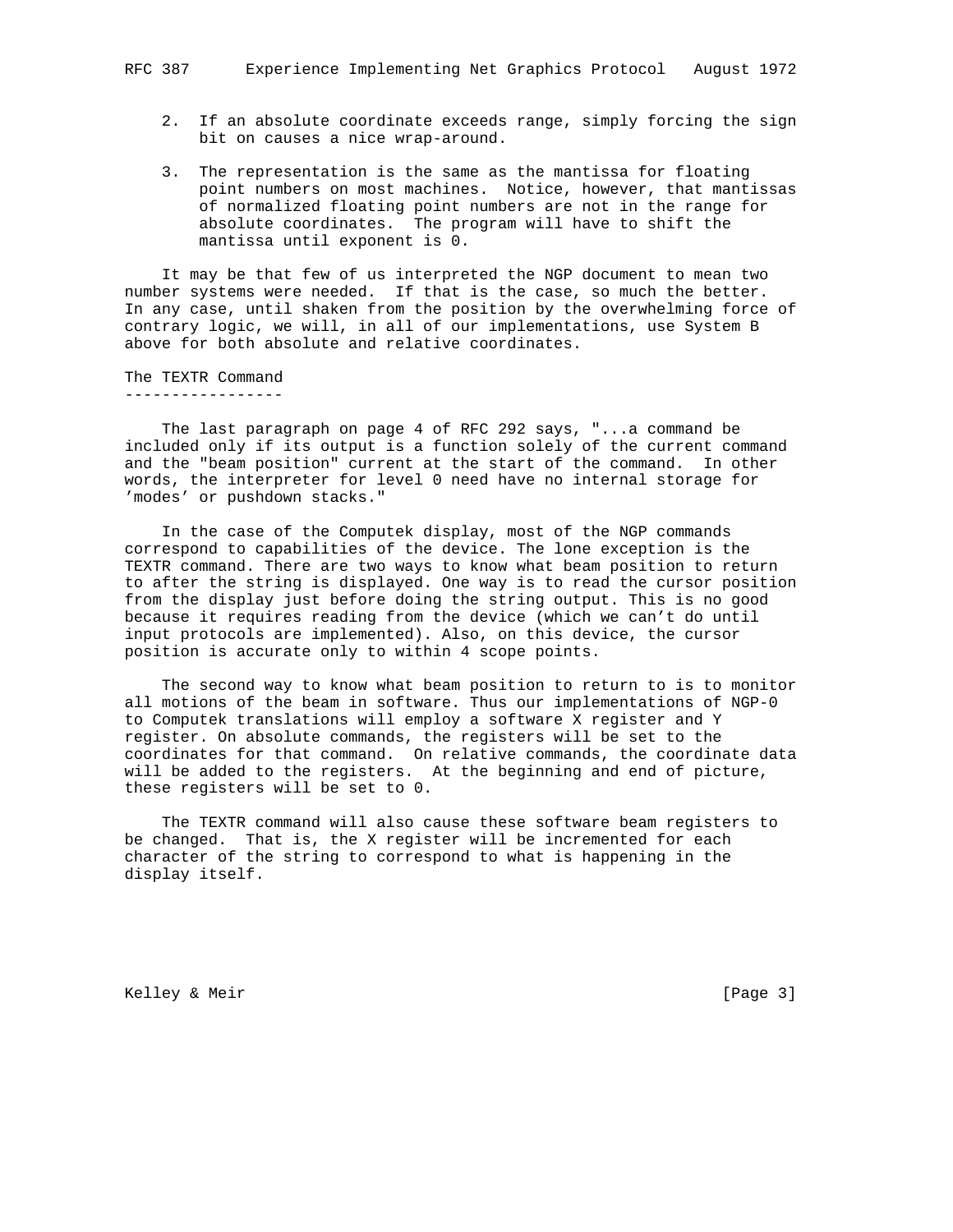2. If an absolute coordinate exceeds range, simply forcing the sign bit on causes a nice wrap-around.

3. The representation is the same as the mantissa for floating point numbers on most machines. Notice, however, that mantissas of normalized floating point numbers are not in the range for absolute coordinates. The program will have to shift the mantissa until exponent is 0.

It may be that few of us interpreted the NGP document to mean two number systems were needed. If that is the case, so much the better. In any case, until shaken from the position by the overwhelming force of contrary logic, we will, in all of our implementations, use System B above for both absolute and relative coordinates.

## The TEXTR Command

The last paragraph on page 4 of RFC 292 says, "...a command be included only if its output is a function solely of the current command and the "beam position" current at the start of the command. In other words, the interpreter for level 0 need have no internal storage for 'modes' or pushdown stacks."

In the case of the Computek display, most of the NGP commands correspond to capabilities of the device. The lone exception is the TEXTR command. There are two ways to know what beam position to return to after the string is displayed. One way is to read the cursor position from the display just before doing the string output. This is no good because it requires reading from the device (which we can't do until input protocols are implemented). Also, on this device, the cursor position is accurate only to within 4 scope points.

The second way to know what beam position to return to is to monitor all motions of the beam in software. Thus our implementations of NGP-0 to Computek translations will employ a software X register and Y register. On absolute commands, the registers will be set to the coordinates for that command. On relative commands, the coordinate data will be added to the registers. At the beginning and end of picture, these registers will be set to 0.

The TEXTR command will also cause these software beam registers to be changed. That is, the X register will be incremented for each character of the string to correspond to what is happening in the display itself.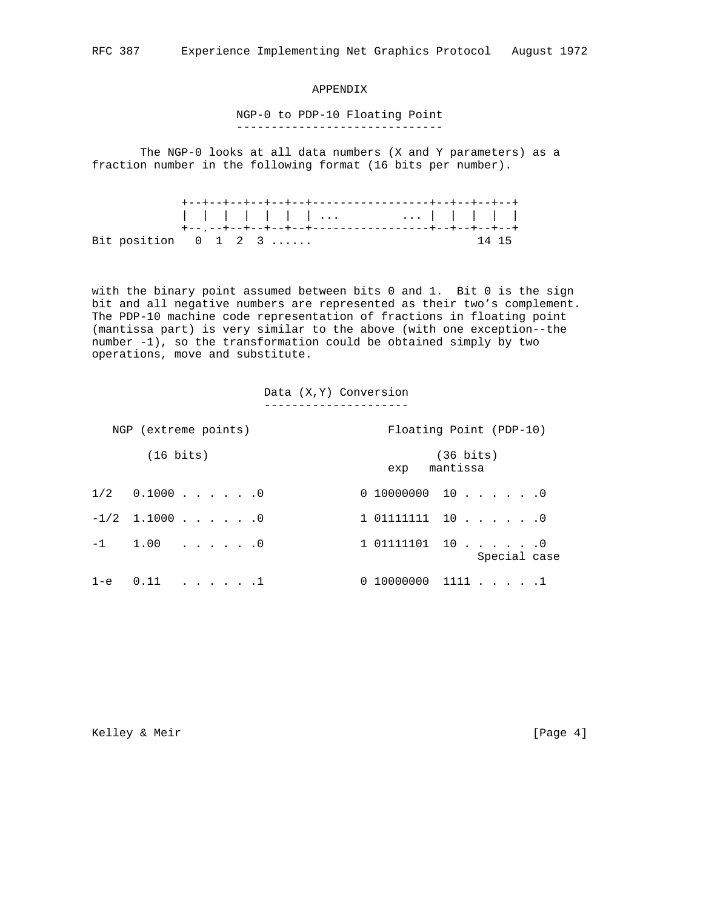# APPENDIX

## NGP-0 to PDP-10 Floating Point

The NGP-0 looks at all data numbers (X and Y parameters) as a fraction number in the following format (16 bits per number).

```
             +--+--+--+--+--+--+-----------------+--+--+--+--+
             |  |  |  |  |  |  | ...         ... |  |  |  |  |
             +--.--+--+--+--+--+-----------------+--+--+--+--+
Bit position   0  1  2  3 ......                    14 15
```

with the binary point assumed between bits 0 and 1. Bit 0 is the sign bit and all negative numbers are represented as their two's complement. The PDP-10 machine code representation of fractions in floating point (mantissa part) is very similar to the above (with one exception--the number -1), so the transformation could be obtained simply by two operations, move and substitute.

### Data (X,Y) Conversion

```
   NGP (extreme points)                    Floating Point (PDP-10)

        (16 bits)                                (36 bits)
                                            exp   mantissa

1/2   0.1000 . . . . . .0            0 10000000  10 . . . . . .0

-1/2  1.1000 . . . . . .0            1 01111111  10 . . . . . .0

-1    1.00   . . . . . .0            1 01111101  10 . . . . . .0
                                                      Special case

1-e   0.11   . . . . . .1            0 10000000  1111 . . . . .1
```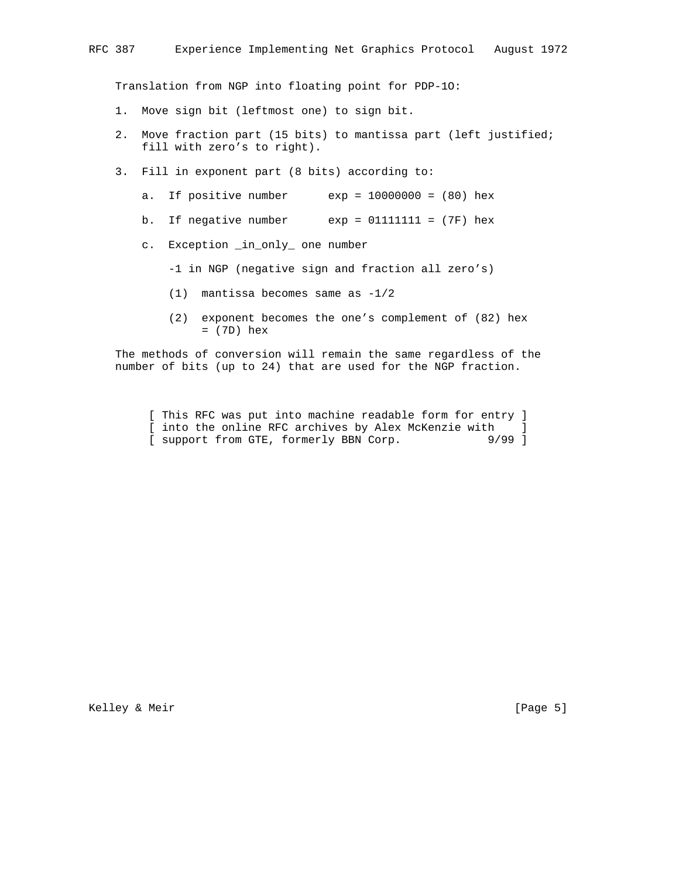Translation from NGP into floating point for PDP-1O:

1. Move sign bit (leftmost one) to sign bit.

2. Move fraction part (15 bits) to mantissa part (left justified; fill with zero's to right).

3. Fill in exponent part (8 bits) according to:

   a. If positive number      exp = 10000000 = (80) hex

   b. If negative number      exp = 01111111 = (7F) hex

   c. Exception _in_only_ one number

      -1 in NGP (negative sign and fraction all zero's)

      (1) mantissa becomes same as -1/2

      (2) exponent becomes the one's complement of (82) hex = (7D) hex

The methods of conversion will remain the same regardless of the number of bits (up to 24) that are used for the NGP fraction.

[ This RFC was put into machine readable form for entry ]
[ into the online RFC archives by Alex McKenzie with ]
[ support from GTE, formerly BBN Corp. 9/99 ]